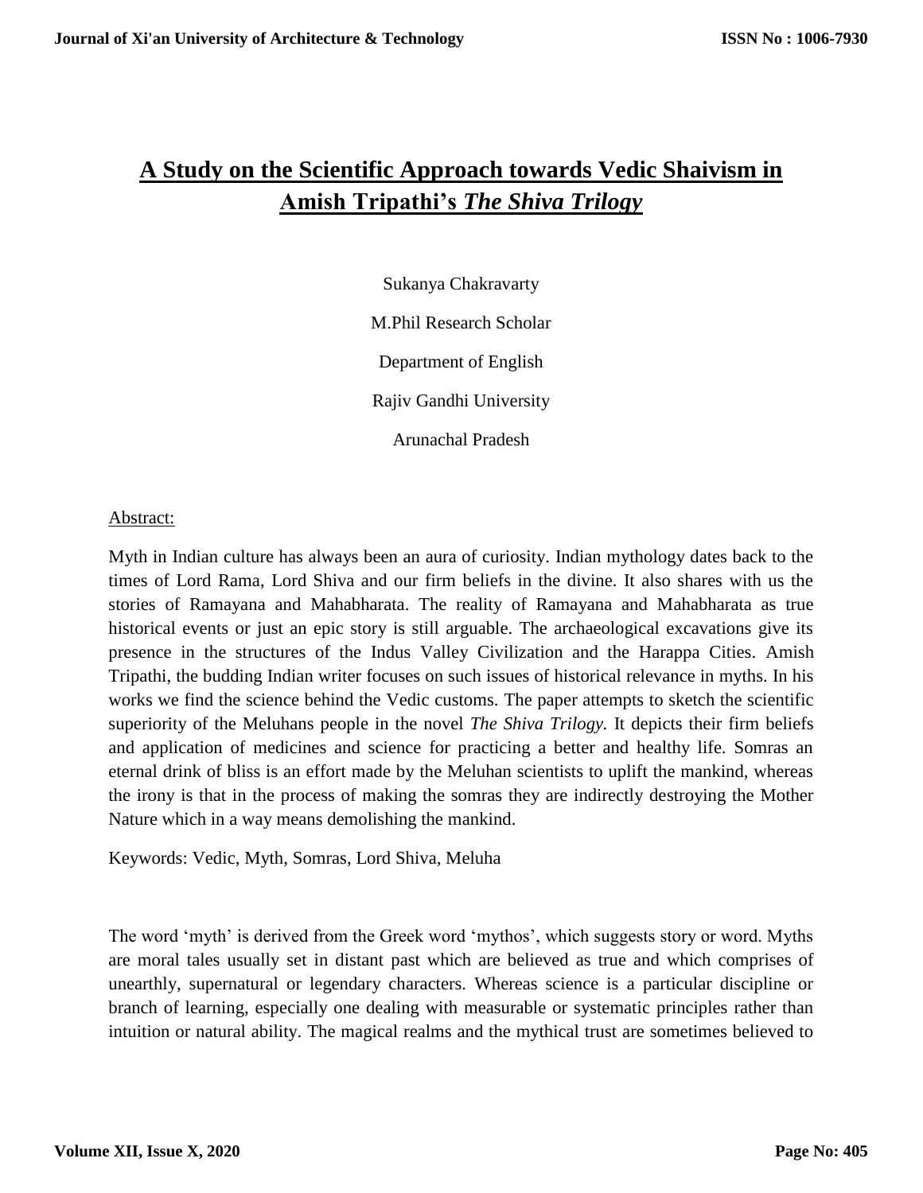# A Study on the Scientific Approach towards Vedic Shaivism in Amish Tripathi's *The Shiva Trilogy*

Sukanya Chakravarty

M.Phil Research Scholar

Department of English

Rajiv Gandhi University

Arunachal Pradesh

Abstract:

Myth in Indian culture has always been an aura of curiosity. Indian mythology dates back to the times of Lord Rama, Lord Shiva and our firm beliefs in the divine. It also shares with us the stories of Ramayana and Mahabharata. The reality of Ramayana and Mahabharata as true historical events or just an epic story is still arguable. The archaeological excavations give its presence in the structures of the Indus Valley Civilization and the Harappa Cities. Amish Tripathi, the budding Indian writer focuses on such issues of historical relevance in myths. In his works we find the science behind the Vedic customs. The paper attempts to sketch the scientific superiority of the Meluhans people in the novel *The Shiva Trilogy.* It depicts their firm beliefs and application of medicines and science for practicing a better and healthy life. Somras an eternal drink of bliss is an effort made by the Meluhan scientists to uplift the mankind, whereas the irony is that in the process of making the somras they are indirectly destroying the Mother Nature which in a way means demolishing the mankind.

Keywords: Vedic, Myth, Somras, Lord Shiva, Meluha

The word 'myth' is derived from the Greek word 'mythos', which suggests story or word. Myths are moral tales usually set in distant past which are believed as true and which comprises of unearthly, supernatural or legendary characters. Whereas science is a particular discipline or branch of learning, especially one dealing with measurable or systematic principles rather than intuition or natural ability. The magical realms and the mythical trust are sometimes believed to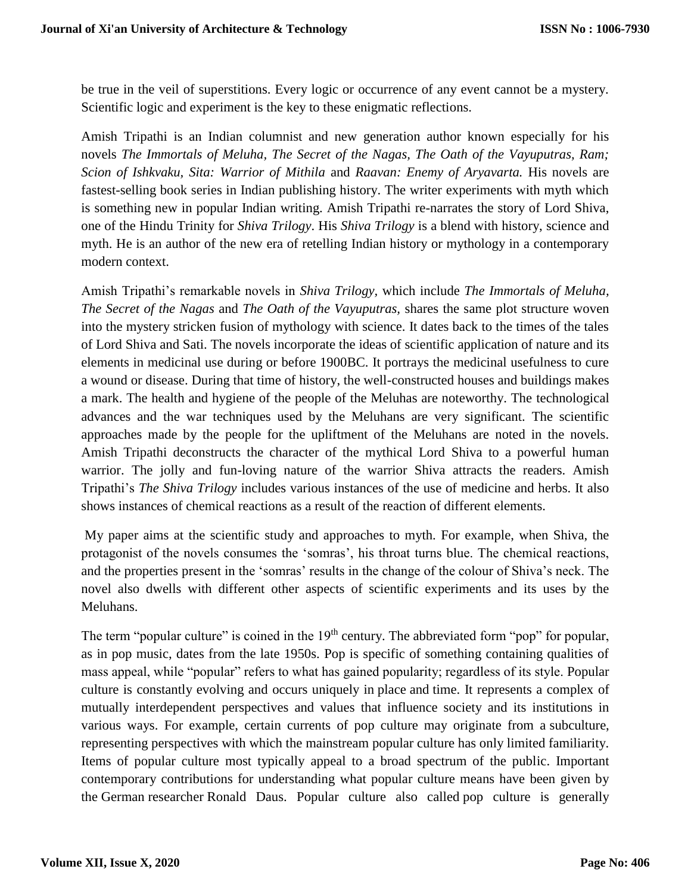be true in the veil of superstitions. Every logic or occurrence of any event cannot be a mystery. Scientific logic and experiment is the key to these enigmatic reflections.

Amish Tripathi is an Indian columnist and new generation author known especially for his novels *The Immortals of Meluha*, *The Secret of the Nagas*, *The Oath of the Vayuputras, Ram; Scion of Ishkvaku*, *Sita: Warrior of Mithila* and *Raavan: Enemy of Aryavarta.* His novels are fastest-selling book series in Indian publishing history. The writer experiments with myth which is something new in popular Indian writing. Amish Tripathi re-narrates the story of Lord Shiva, one of the Hindu Trinity for *Shiva Trilogy*. His *Shiva Trilogy* is a blend with history, science and myth. He is an author of the new era of retelling Indian history or mythology in a contemporary modern context.

Amish Tripathi's remarkable novels in *Shiva Trilogy,* which include *The Immortals of Meluha, The Secret of the Nagas* and *The Oath of the Vayuputras,* shares the same plot structure woven into the mystery stricken fusion of mythology with science. It dates back to the times of the tales of Lord Shiva and Sati. The novels incorporate the ideas of scientific application of nature and its elements in medicinal use during or before 1900BC. It portrays the medicinal usefulness to cure a wound or disease. During that time of history, the well-constructed houses and buildings makes a mark. The health and hygiene of the people of the Meluhas are noteworthy. The technological advances and the war techniques used by the Meluhans are very significant. The scientific approaches made by the people for the upliftment of the Meluhans are noted in the novels. Amish Tripathi deconstructs the character of the mythical Lord Shiva to a powerful human warrior. The jolly and fun-loving nature of the warrior Shiva attracts the readers. Amish Tripathi's *The Shiva Trilogy* includes various instances of the use of medicine and herbs. It also shows instances of chemical reactions as a result of the reaction of different elements.

My paper aims at the scientific study and approaches to myth. For example, when Shiva, the protagonist of the novels consumes the 'somras', his throat turns blue. The chemical reactions, and the properties present in the 'somras' results in the change of the colour of Shiva's neck. The novel also dwells with different other aspects of scientific experiments and its uses by the Meluhans.

The term "popular culture" is coined in the 19th century. The abbreviated form "pop" for popular, as in pop music, dates from the late 1950s. Pop is specific of something containing qualities of mass appeal, while "popular" refers to what has gained popularity; regardless of its style. Popular culture is constantly evolving and occurs uniquely in place and time. It represents a complex of mutually interdependent perspectives and values that influence society and its institutions in various ways. For example, certain currents of pop culture may originate from a subculture, representing perspectives with which the mainstream popular culture has only limited familiarity. Items of popular culture most typically appeal to a broad spectrum of the public. Important contemporary contributions for understanding what popular culture means have been given by the German researcher Ronald Daus. Popular culture also called pop culture is generally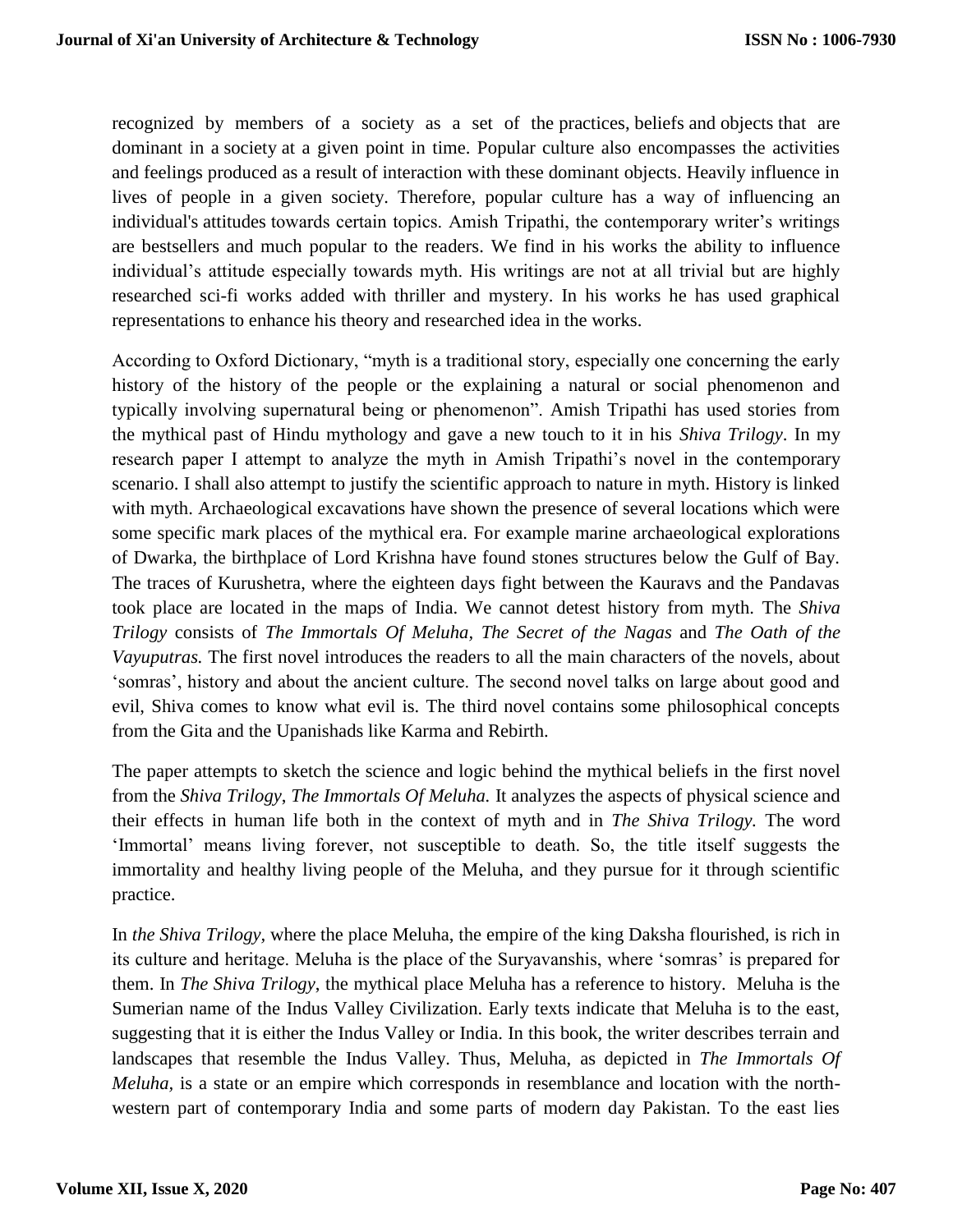recognized by members of a society as a set of the practices, beliefs and objects that are dominant in a society at a given point in time. Popular culture also encompasses the activities and feelings produced as a result of interaction with these dominant objects. Heavily influence in lives of people in a given society. Therefore, popular culture has a way of influencing an individual's attitudes towards certain topics. Amish Tripathi, the contemporary writer's writings are bestsellers and much popular to the readers. We find in his works the ability to influence individual's attitude especially towards myth. His writings are not at all trivial but are highly researched sci-fi works added with thriller and mystery. In his works he has used graphical representations to enhance his theory and researched idea in the works.

According to Oxford Dictionary, "myth is a traditional story, especially one concerning the early history of the history of the people or the explaining a natural or social phenomenon and typically involving supernatural being or phenomenon". Amish Tripathi has used stories from the mythical past of Hindu mythology and gave a new touch to it in his *Shiva Trilogy*. In my research paper I attempt to analyze the myth in Amish Tripathi's novel in the contemporary scenario. I shall also attempt to justify the scientific approach to nature in myth. History is linked with myth. Archaeological excavations have shown the presence of several locations which were some specific mark places of the mythical era. For example marine archaeological explorations of Dwarka, the birthplace of Lord Krishna have found stones structures below the Gulf of Bay. The traces of Kurushetra, where the eighteen days fight between the Kauravs and the Pandavas took place are located in the maps of India. We cannot detest history from myth. The *Shiva Trilogy* consists of *The Immortals Of Meluha, The Secret of the Nagas* and *The Oath of the Vayuputras.* The first novel introduces the readers to all the main characters of the novels, about 'somras', history and about the ancient culture. The second novel talks on large about good and evil, Shiva comes to know what evil is. The third novel contains some philosophical concepts from the Gita and the Upanishads like Karma and Rebirth.

The paper attempts to sketch the science and logic behind the mythical beliefs in the first novel from the *Shiva Trilogy*, *The Immortals Of Meluha.* It analyzes the aspects of physical science and their effects in human life both in the context of myth and in *The Shiva Trilogy.* The word 'Immortal' means living forever, not susceptible to death. So, the title itself suggests the immortality and healthy living people of the Meluha, and they pursue for it through scientific practice.

In *the Shiva Trilogy,* where the place Meluha, the empire of the king Daksha flourished, is rich in its culture and heritage. Meluha is the place of the Suryavanshis, where 'somras' is prepared for them. In *The Shiva Trilogy*, the mythical place Meluha has a reference to history. Meluha is the Sumerian name of the Indus Valley Civilization. Early texts indicate that Meluha is to the east, suggesting that it is either the Indus Valley or India. In this book, the writer describes terrain and landscapes that resemble the Indus Valley. Thus, Meluha, as depicted in *The Immortals Of Meluha,* is a state or an empire which corresponds in resemblance and location with the north-western part of contemporary India and some parts of modern day Pakistan. To the east lies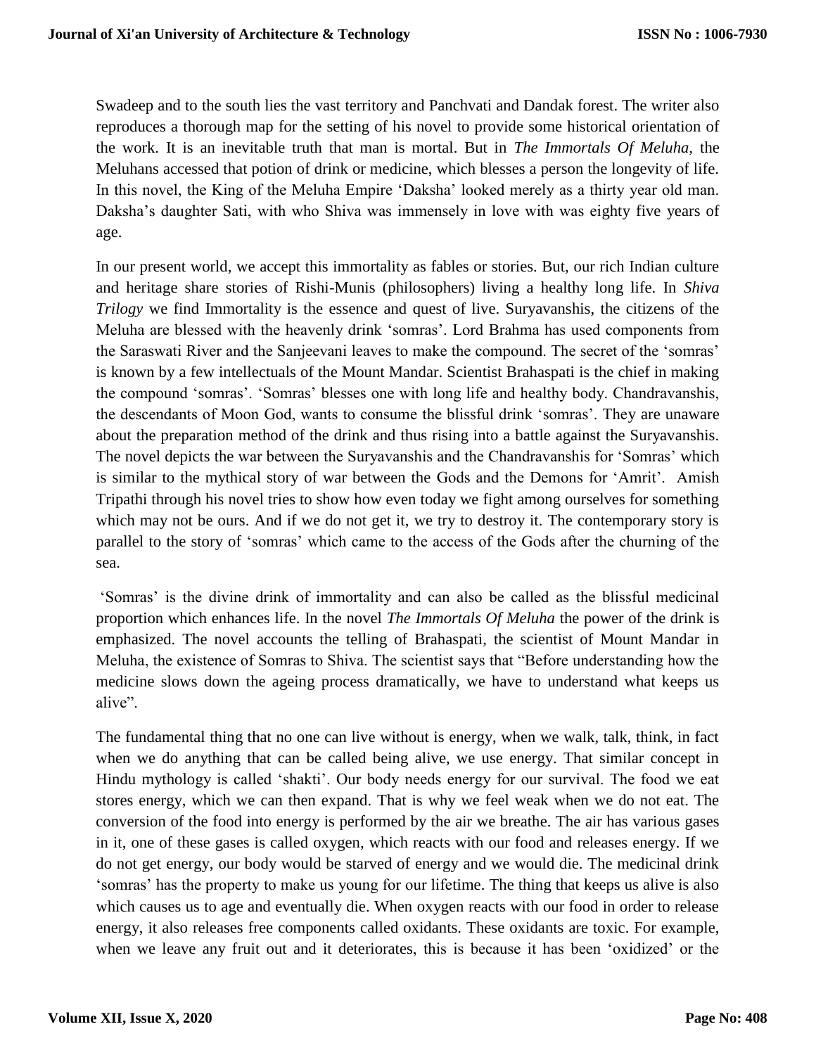Swadeep and to the south lies the vast territory and Panchvati and Dandak forest. The writer also reproduces a thorough map for the setting of his novel to provide some historical orientation of the work. It is an inevitable truth that man is mortal. But in *The Immortals Of Meluha,* the Meluhans accessed that potion of drink or medicine, which blesses a person the longevity of life. In this novel, the King of the Meluha Empire 'Daksha' looked merely as a thirty year old man. Daksha's daughter Sati, with who Shiva was immensely in love with was eighty five years of age.

In our present world, we accept this immortality as fables or stories. But, our rich Indian culture and heritage share stories of Rishi-Munis (philosophers) living a healthy long life. In *Shiva Trilogy* we find Immortality is the essence and quest of live. Suryavanshis, the citizens of the Meluha are blessed with the heavenly drink 'somras'. Lord Brahma has used components from the Saraswati River and the Sanjeevani leaves to make the compound. The secret of the 'somras' is known by a few intellectuals of the Mount Mandar. Scientist Brahaspati is the chief in making the compound 'somras'. 'Somras' blesses one with long life and healthy body. Chandravanshis, the descendants of Moon God, wants to consume the blissful drink 'somras'. They are unaware about the preparation method of the drink and thus rising into a battle against the Suryavanshis. The novel depicts the war between the Suryavanshis and the Chandravanshis for 'Somras' which is similar to the mythical story of war between the Gods and the Demons for 'Amrit'. Amish Tripathi through his novel tries to show how even today we fight among ourselves for something which may not be ours. And if we do not get it, we try to destroy it. The contemporary story is parallel to the story of 'somras' which came to the access of the Gods after the churning of the sea.

'Somras' is the divine drink of immortality and can also be called as the blissful medicinal proportion which enhances life. In the novel *The Immortals Of Meluha* the power of the drink is emphasized. The novel accounts the telling of Brahaspati, the scientist of Mount Mandar in Meluha, the existence of Somras to Shiva. The scientist says that "Before understanding how the medicine slows down the ageing process dramatically, we have to understand what keeps us alive".

The fundamental thing that no one can live without is energy, when we walk, talk, think, in fact when we do anything that can be called being alive, we use energy. That similar concept in Hindu mythology is called 'shakti'. Our body needs energy for our survival. The food we eat stores energy, which we can then expand. That is why we feel weak when we do not eat. The conversion of the food into energy is performed by the air we breathe. The air has various gases in it, one of these gases is called oxygen, which reacts with our food and releases energy. If we do not get energy, our body would be starved of energy and we would die. The medicinal drink 'somras' has the property to make us young for our lifetime. The thing that keeps us alive is also which causes us to age and eventually die. When oxygen reacts with our food in order to release energy, it also releases free components called oxidants. These oxidants are toxic. For example, when we leave any fruit out and it deteriorates, this is because it has been 'oxidized' or the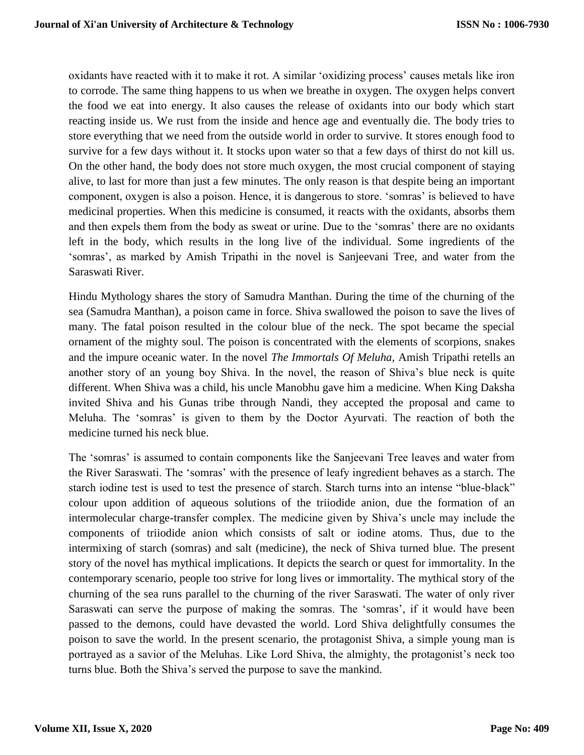oxidants have reacted with it to make it rot. A similar 'oxidizing process' causes metals like iron to corrode. The same thing happens to us when we breathe in oxygen. The oxygen helps convert the food we eat into energy. It also causes the release of oxidants into our body which start reacting inside us. We rust from the inside and hence age and eventually die. The body tries to store everything that we need from the outside world in order to survive. It stores enough food to survive for a few days without it. It stocks upon water so that a few days of thirst do not kill us. On the other hand, the body does not store much oxygen, the most crucial component of staying alive, to last for more than just a few minutes. The only reason is that despite being an important component, oxygen is also a poison. Hence, it is dangerous to store. 'somras' is believed to have medicinal properties. When this medicine is consumed, it reacts with the oxidants, absorbs them and then expels them from the body as sweat or urine. Due to the 'somras' there are no oxidants left in the body, which results in the long live of the individual. Some ingredients of the 'somras', as marked by Amish Tripathi in the novel is Sanjeevani Tree, and water from the Saraswati River.

Hindu Mythology shares the story of Samudra Manthan. During the time of the churning of the sea (Samudra Manthan), a poison came in force. Shiva swallowed the poison to save the lives of many. The fatal poison resulted in the colour blue of the neck. The spot became the special ornament of the mighty soul. The poison is concentrated with the elements of scorpions, snakes and the impure oceanic water. In the novel *The Immortals Of Meluha*, Amish Tripathi retells an another story of an young boy Shiva. In the novel, the reason of Shiva's blue neck is quite different. When Shiva was a child, his uncle Manobhu gave him a medicine. When King Daksha invited Shiva and his Gunas tribe through Nandi, they accepted the proposal and came to Meluha. The 'somras' is given to them by the Doctor Ayurvati. The reaction of both the medicine turned his neck blue.

The 'somras' is assumed to contain components like the Sanjeevani Tree leaves and water from the River Saraswati. The 'somras' with the presence of leafy ingredient behaves as a starch. The starch iodine test is used to test the presence of starch. Starch turns into an intense "blue-black" colour upon addition of aqueous solutions of the triiodide anion, due the formation of an intermolecular charge-transfer complex. The medicine given by Shiva's uncle may include the components of triiodide anion which consists of salt or iodine atoms. Thus, due to the intermixing of starch (somras) and salt (medicine), the neck of Shiva turned blue. The present story of the novel has mythical implications. It depicts the search or quest for immortality. In the contemporary scenario, people too strive for long lives or immortality. The mythical story of the churning of the sea runs parallel to the churning of the river Saraswati. The water of only river Saraswati can serve the purpose of making the somras. The 'somras', if it would have been passed to the demons, could have devasted the world. Lord Shiva delightfully consumes the poison to save the world. In the present scenario, the protagonist Shiva, a simple young man is portrayed as a savior of the Meluhas. Like Lord Shiva, the almighty, the protagonist's neck too turns blue. Both the Shiva's served the purpose to save the mankind.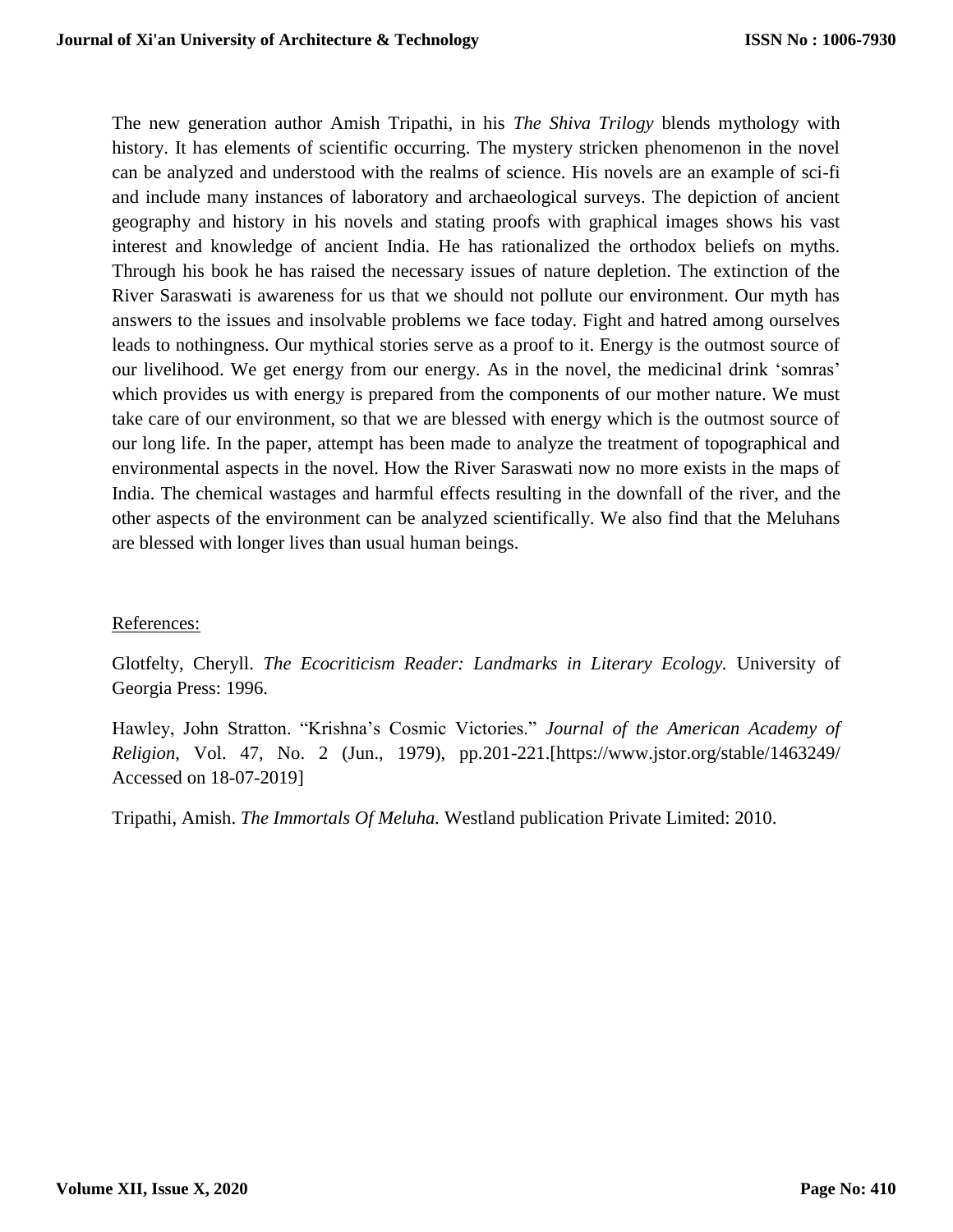The new generation author Amish Tripathi, in his *The Shiva Trilogy* blends mythology with history. It has elements of scientific occurring. The mystery stricken phenomenon in the novel can be analyzed and understood with the realms of science. His novels are an example of sci-fi and include many instances of laboratory and archaeological surveys. The depiction of ancient geography and history in his novels and stating proofs with graphical images shows his vast interest and knowledge of ancient India. He has rationalized the orthodox beliefs on myths. Through his book he has raised the necessary issues of nature depletion. The extinction of the River Saraswati is awareness for us that we should not pollute our environment. Our myth has answers to the issues and insolvable problems we face today. Fight and hatred among ourselves leads to nothingness. Our mythical stories serve as a proof to it. Energy is the outmost source of our livelihood. We get energy from our energy. As in the novel, the medicinal drink 'somras' which provides us with energy is prepared from the components of our mother nature. We must take care of our environment, so that we are blessed with energy which is the outmost source of our long life. In the paper, attempt has been made to analyze the treatment of topographical and environmental aspects in the novel. How the River Saraswati now no more exists in the maps of India. The chemical wastages and harmful effects resulting in the downfall of the river, and the other aspects of the environment can be analyzed scientifically. We also find that the Meluhans are blessed with longer lives than usual human beings.

References:

Glotfelty, Cheryll. *The Ecocriticism Reader: Landmarks in Literary Ecology.* University of Georgia Press: 1996.

Hawley, John Stratton. "Krishna's Cosmic Victories." *Journal of the American Academy of Religion,* Vol. 47, No. 2 (Jun., 1979), pp.201-221.[https://www.jstor.org/stable/1463249/ Accessed on 18-07-2019]

Tripathi, Amish. *The Immortals Of Meluha.* Westland publication Private Limited: 2010.